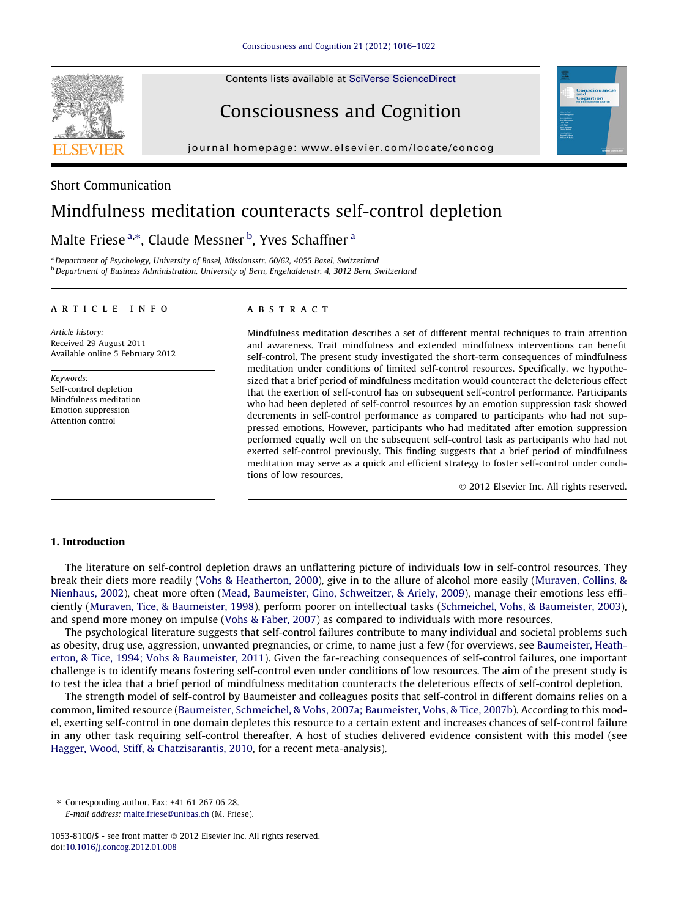Short Communication

# Mindfulness meditation counteracts self-control depletion

Malte Friese [a,*], Claude Messner [b], Yves Schaffner [a]

[a] Department of Psychology, University of Basel, Missionsstr. 60/62, 4055 Basel, Switzerland
[b] Department of Business Administration, University of Bern, Engehaldenstr. 4, 3012 Bern, Switzerland

**ARTICLE INFO**

*Article history:*
Received 29 August 2011
Available online 5 February 2012

*Keywords:*
Self-control depletion
Mindfulness meditation
Emotion suppression
Attention control

**ABSTRACT**

Mindfulness meditation describes a set of different mental techniques to train attention and awareness. Trait mindfulness and extended mindfulness interventions can benefit self-control. The present study investigated the short-term consequences of mindfulness meditation under conditions of limited self-control resources. Specifically, we hypothesized that a brief period of mindfulness meditation would counteract the deleterious effect that the exertion of self-control has on subsequent self-control performance. Participants who had been depleted of self-control resources by an emotion suppression task showed decrements in self-control performance as compared to participants who had not suppressed emotions. However, participants who had meditated after emotion suppression performed equally well on the subsequent self-control task as participants who had not exerted self-control previously. This finding suggests that a brief period of mindfulness meditation may serve as a quick and efficient strategy to foster self-control under conditions of low resources.

© 2012 Elsevier Inc. All rights reserved.

## 1. Introduction

The literature on self-control depletion draws an unflattering picture of individuals low in self-control resources. They break their diets more readily (Vohs & Heatherton, 2000), give in to the allure of alcohol more easily (Muraven, Collins, & Nienhaus, 2002), cheat more often (Mead, Baumeister, Gino, Schweitzer, & Ariely, 2009), manage their emotions less efficiently (Muraven, Tice, & Baumeister, 1998), perform poorer on intellectual tasks (Schmeichel, Vohs, & Baumeister, 2003), and spend more money on impulse (Vohs & Faber, 2007) as compared to individuals with more resources.

The psychological literature suggests that self-control failures contribute to many individual and societal problems such as obesity, drug use, aggression, unwanted pregnancies, or crime, to name just a few (for overviews, see Baumeister, Heatherton, & Tice, 1994; Vohs & Baumeister, 2011). Given the far-reaching consequences of self-control failures, one important challenge is to identify means fostering self-control even under conditions of low resources. The aim of the present study is to test the idea that a brief period of mindfulness meditation counteracts the deleterious effects of self-control depletion.

The strength model of self-control by Baumeister and colleagues posits that self-control in different domains relies on a common, limited resource (Baumeister, Schmeichel, & Vohs, 2007a; Baumeister, Vohs, & Tice, 2007b). According to this model, exerting self-control in one domain depletes this resource to a certain extent and increases chances of self-control failure in any other task requiring self-control thereafter. A host of studies delivered evidence consistent with this model (see Hagger, Wood, Stiff, & Chatzisarantis, 2010, for a recent meta-analysis).

* Corresponding author. Fax: +41 61 267 06 28.
*E-mail address:* malte.friese@unibas.ch (M. Friese).

1053-8100/$ - see front matter © 2012 Elsevier Inc. All rights reserved.
doi:10.1016/j.concog.2012.01.008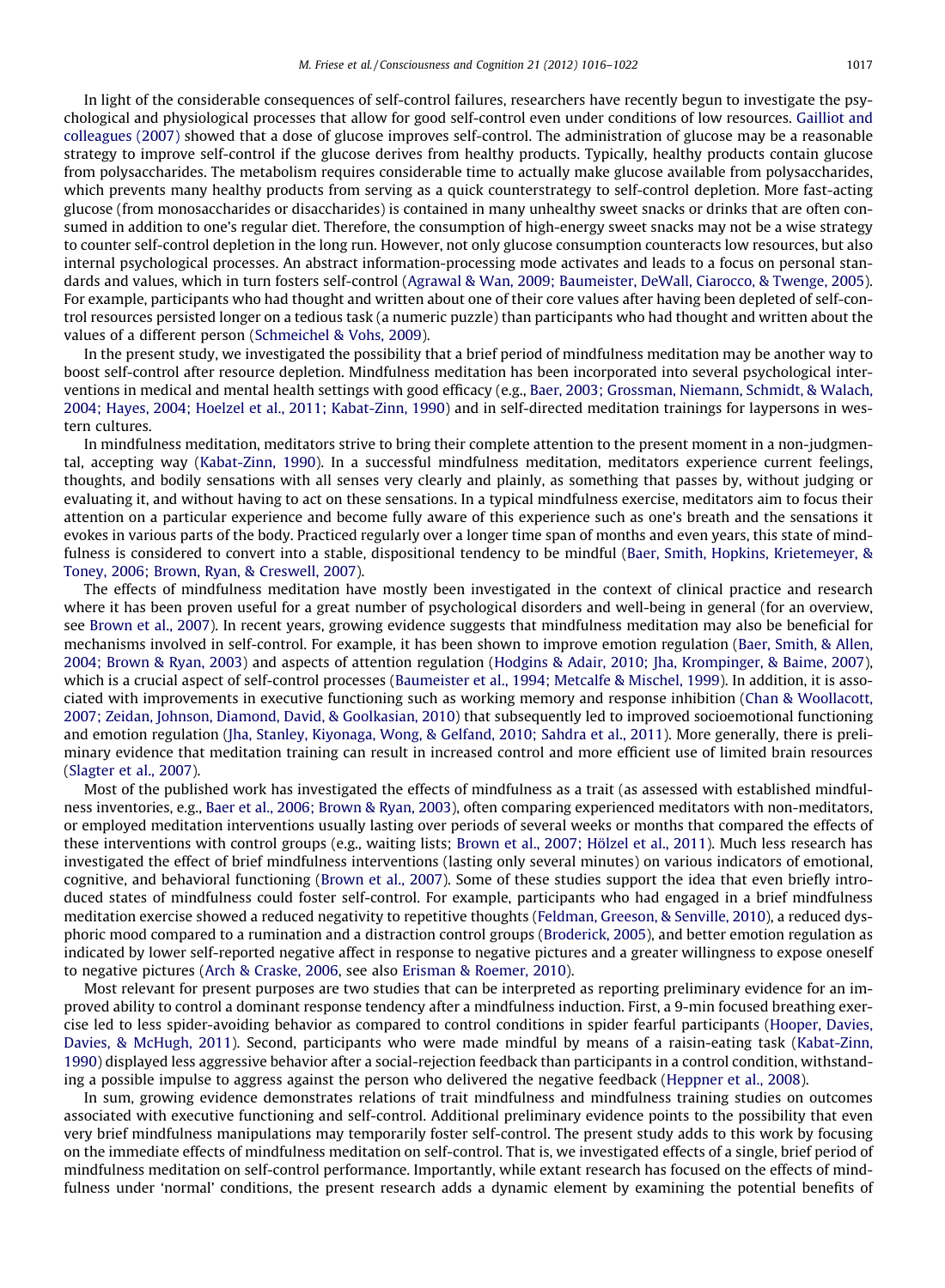In light of the considerable consequences of self-control failures, researchers have recently begun to investigate the psychological and physiological processes that allow for good self-control even under conditions of low resources. Gailliot and colleagues (2007) showed that a dose of glucose improves self-control. The administration of glucose may be a reasonable strategy to improve self-control if the glucose derives from healthy products. Typically, healthy products contain glucose from polysaccharides. The metabolism requires considerable time to actually make glucose available from polysaccharides, which prevents many healthy products from serving as a quick counterstrategy to self-control depletion. More fast-acting glucose (from monosaccharides or disaccharides) is contained in many unhealthy sweet snacks or drinks that are often consumed in addition to one's regular diet. Therefore, the consumption of high-energy sweet snacks may not be a wise strategy to counter self-control depletion in the long run. However, not only glucose consumption counteracts low resources, but also internal psychological processes. An abstract information-processing mode activates and leads to a focus on personal standards and values, which in turn fosters self-control (Agrawal & Wan, 2009; Baumeister, DeWall, Ciarocco, & Twenge, 2005). For example, participants who had thought and written about one of their core values after having been depleted of self-control resources persisted longer on a tedious task (a numeric puzzle) than participants who had thought and written about the values of a different person (Schmeichel & Vohs, 2009).

In the present study, we investigated the possibility that a brief period of mindfulness meditation may be another way to boost self-control after resource depletion. Mindfulness meditation has been incorporated into several psychological interventions in medical and mental health settings with good efficacy (e.g., Baer, 2003; Grossman, Niemann, Schmidt, & Walach, 2004; Hayes, 2004; Hoelzel et al., 2011; Kabat-Zinn, 1990) and in self-directed meditation trainings for laypersons in western cultures.

In mindfulness meditation, meditators strive to bring their complete attention to the present moment in a non-judgmental, accepting way (Kabat-Zinn, 1990). In a successful mindfulness meditation, meditators experience current feelings, thoughts, and bodily sensations with all senses very clearly and plainly, as something that passes by, without judging or evaluating it, and without having to act on these sensations. In a typical mindfulness exercise, meditators aim to focus their attention on a particular experience and become fully aware of this experience such as one's breath and the sensations it evokes in various parts of the body. Practiced regularly over a longer time span of months and even years, this state of mindfulness is considered to convert into a stable, dispositional tendency to be mindful (Baer, Smith, Hopkins, Krietemeyer, & Toney, 2006; Brown, Ryan, & Creswell, 2007).

The effects of mindfulness meditation have mostly been investigated in the context of clinical practice and research where it has been proven useful for a great number of psychological disorders and well-being in general (for an overview, see Brown et al., 2007). In recent years, growing evidence suggests that mindfulness meditation may also be beneficial for mechanisms involved in self-control. For example, it has been shown to improve emotion regulation (Baer, Smith, & Allen, 2004; Brown & Ryan, 2003) and aspects of attention regulation (Hodgins & Adair, 2010; Jha, Krompinger, & Baime, 2007), which is a crucial aspect of self-control processes (Baumeister et al., 1994; Metcalfe & Mischel, 1999). In addition, it is associated with improvements in executive functioning such as working memory and response inhibition (Chan & Woollacott, 2007; Zeidan, Johnson, Diamond, David, & Goolkasian, 2010) that subsequently led to improved socioemotional functioning and emotion regulation (Jha, Stanley, Kiyonaga, Wong, & Gelfand, 2010; Sahdra et al., 2011). More generally, there is preliminary evidence that meditation training can result in increased control and more efficient use of limited brain resources (Slagter et al., 2007).

Most of the published work has investigated the effects of mindfulness as a trait (as assessed with established mindfulness inventories, e.g., Baer et al., 2006; Brown & Ryan, 2003), often comparing experienced meditators with non-meditators, or employed meditation interventions usually lasting over periods of several weeks or months that compared the effects of these interventions with control groups (e.g., waiting lists; Brown et al., 2007; Hölzel et al., 2011). Much less research has investigated the effect of brief mindfulness interventions (lasting only several minutes) on various indicators of emotional, cognitive, and behavioral functioning (Brown et al., 2007). Some of these studies support the idea that even briefly introduced states of mindfulness could foster self-control. For example, participants who had engaged in a brief mindfulness meditation exercise showed a reduced negativity to repetitive thoughts (Feldman, Greeson, & Senville, 2010), a reduced dysphoric mood compared to a rumination and a distraction control groups (Broderick, 2005), and better emotion regulation as indicated by lower self-reported negative affect in response to negative pictures and a greater willingness to expose oneself to negative pictures (Arch & Craske, 2006, see also Erisman & Roemer, 2010).

Most relevant for present purposes are two studies that can be interpreted as reporting preliminary evidence for an improved ability to control a dominant response tendency after a mindfulness induction. First, a 9-min focused breathing exercise led to less spider-avoiding behavior as compared to control conditions in spider fearful participants (Hooper, Davies, Davies, & McHugh, 2011). Second, participants who were made mindful by means of a raisin-eating task (Kabat-Zinn, 1990) displayed less aggressive behavior after a social-rejection feedback than participants in a control condition, withstanding a possible impulse to aggress against the person who delivered the negative feedback (Heppner et al., 2008).

In sum, growing evidence demonstrates relations of trait mindfulness and mindfulness training studies on outcomes associated with executive functioning and self-control. Additional preliminary evidence points to the possibility that even very brief mindfulness manipulations may temporarily foster self-control. The present study adds to this work by focusing on the immediate effects of mindfulness meditation on self-control. That is, we investigated effects of a single, brief period of mindfulness meditation on self-control performance. Importantly, while extant research has focused on the effects of mindfulness under 'normal' conditions, the present research adds a dynamic element by examining the potential benefits of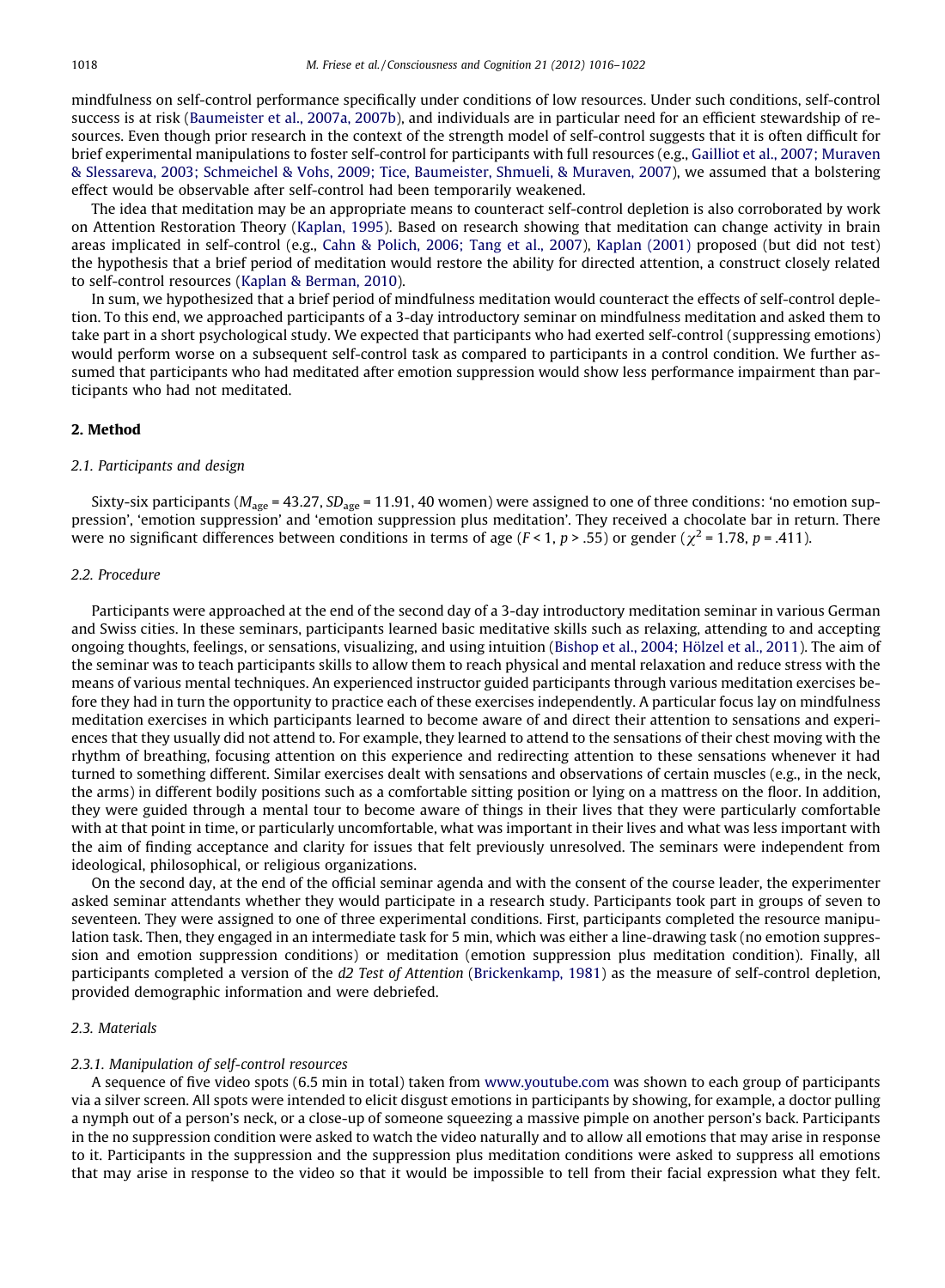mindfulness on self-control performance specifically under conditions of low resources. Under such conditions, self-control success is at risk (Baumeister et al., 2007a, 2007b), and individuals are in particular need for an efficient stewardship of resources. Even though prior research in the context of the strength model of self-control suggests that it is often difficult for brief experimental manipulations to foster self-control for participants with full resources (e.g., Gailliot et al., 2007; Muraven & Slessareva, 2003; Schmeichel & Vohs, 2009; Tice, Baumeister, Shmueli, & Muraven, 2007), we assumed that a bolstering effect would be observable after self-control had been temporarily weakened.

The idea that meditation may be an appropriate means to counteract self-control depletion is also corroborated by work on Attention Restoration Theory (Kaplan, 1995). Based on research showing that meditation can change activity in brain areas implicated in self-control (e.g., Cahn & Polich, 2006; Tang et al., 2007), Kaplan (2001) proposed (but did not test) the hypothesis that a brief period of meditation would restore the ability for directed attention, a construct closely related to self-control resources (Kaplan & Berman, 2010).

In sum, we hypothesized that a brief period of mindfulness meditation would counteract the effects of self-control depletion. To this end, we approached participants of a 3-day introductory seminar on mindfulness meditation and asked them to take part in a short psychological study. We expected that participants who had exerted self-control (suppressing emotions) would perform worse on a subsequent self-control task as compared to participants in a control condition. We further assumed that participants who had meditated after emotion suppression would show less performance impairment than participants who had not meditated.

## 2. Method

### 2.1. Participants and design

Sixty-six participants ($M_{age}$ = 43.27, $SD_{age}$ = 11.91, 40 women) were assigned to one of three conditions: 'no emotion suppression', 'emotion suppression' and 'emotion suppression plus meditation'. They received a chocolate bar in return. There were no significant differences between conditions in terms of age ($F < 1$, $p > .55$) or gender ($\chi^2 = 1.78$, $p = .411$).

### 2.2. Procedure

Participants were approached at the end of the second day of a 3-day introductory meditation seminar in various German and Swiss cities. In these seminars, participants learned basic meditative skills such as relaxing, attending to and accepting ongoing thoughts, feelings, or sensations, visualizing, and using intuition (Bishop et al., 2004; Hölzel et al., 2011). The aim of the seminar was to teach participants skills to allow them to reach physical and mental relaxation and reduce stress with the means of various mental techniques. An experienced instructor guided participants through various meditation exercises before they had in turn the opportunity to practice each of these exercises independently. A particular focus lay on mindfulness meditation exercises in which participants learned to become aware of and direct their attention to sensations and experiences that they usually did not attend to. For example, they learned to attend to the sensations of their chest moving with the rhythm of breathing, focusing attention on this experience and redirecting attention to these sensations whenever it had turned to something different. Similar exercises dealt with sensations and observations of certain muscles (e.g., in the neck, the arms) in different bodily positions such as a comfortable sitting position or lying on a mattress on the floor. In addition, they were guided through a mental tour to become aware of things in their lives that they were particularly comfortable with at that point in time, or particularly uncomfortable, what was important in their lives and what was less important with the aim of finding acceptance and clarity for issues that felt previously unresolved. The seminars were independent from ideological, philosophical, or religious organizations.

On the second day, at the end of the official seminar agenda and with the consent of the course leader, the experimenter asked seminar attendants whether they would participate in a research study. Participants took part in groups of seven to seventeen. They were assigned to one of three experimental conditions. First, participants completed the resource manipulation task. Then, they engaged in an intermediate task for 5 min, which was either a line-drawing task (no emotion suppression and emotion suppression conditions) or meditation (emotion suppression plus meditation condition). Finally, all participants completed a version of the *d2 Test of Attention* (Brickenkamp, 1981) as the measure of self-control depletion, provided demographic information and were debriefed.

### 2.3. Materials

#### 2.3.1. Manipulation of self-control resources

A sequence of five video spots (6.5 min in total) taken from www.youtube.com was shown to each group of participants via a silver screen. All spots were intended to elicit disgust emotions in participants by showing, for example, a doctor pulling a nymph out of a person's neck, or a close-up of someone squeezing a massive pimple on another person's back. Participants in the no suppression condition were asked to watch the video naturally and to allow all emotions that may arise in response to it. Participants in the suppression and the suppression plus meditation conditions were asked to suppress all emotions that may arise in response to the video so that it would be impossible to tell from their facial expression what they felt.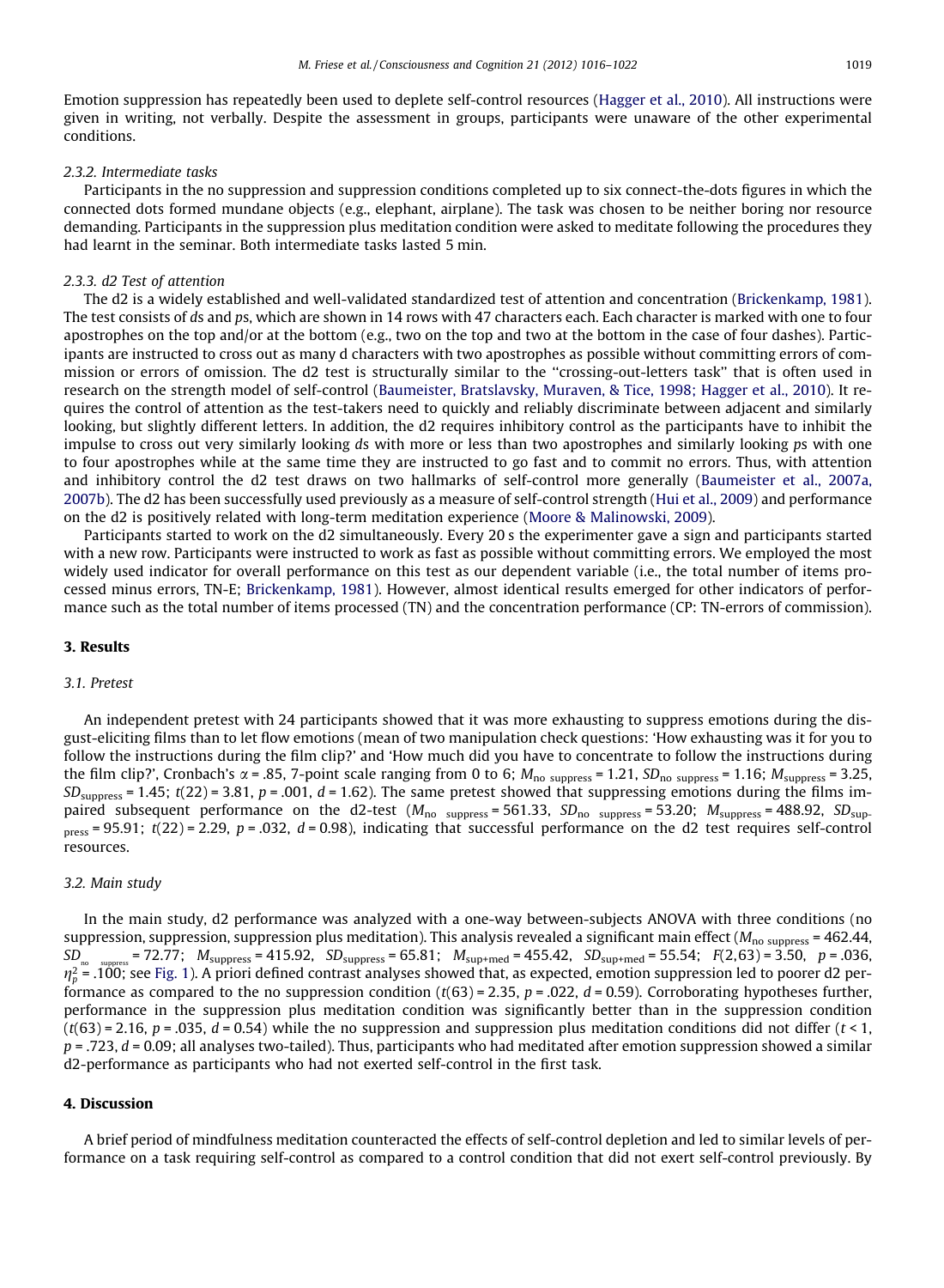Emotion suppression has repeatedly been used to deplete self-control resources (Hagger et al., 2010). All instructions were given in writing, not verbally. Despite the assessment in groups, participants were unaware of the other experimental conditions.

### 2.3.2. Intermediate tasks

Participants in the no suppression and suppression conditions completed up to six connect-the-dots figures in which the connected dots formed mundane objects (e.g., elephant, airplane). The task was chosen to be neither boring nor resource demanding. Participants in the suppression plus meditation condition were asked to meditate following the procedures they had learnt in the seminar. Both intermediate tasks lasted 5 min.

### 2.3.3. d2 Test of attention

The d2 is a widely established and well-validated standardized test of attention and concentration (Brickenkamp, 1981). The test consists of *d*s and *p*s, which are shown in 14 rows with 47 characters each. Each character is marked with one to four apostrophes on the top and/or at the bottom (e.g., two on the top and two at the bottom in the case of four dashes). Participants are instructed to cross out as many d characters with two apostrophes as possible without committing errors of commission or errors of omission. The d2 test is structurally similar to the "crossing-out-letters task" that is often used in research on the strength model of self-control (Baumeister, Bratslavsky, Muraven, & Tice, 1998; Hagger et al., 2010). It requires the control of attention as the test-takers need to quickly and reliably discriminate between adjacent and similarly looking, but slightly different letters. In addition, the d2 requires inhibitory control as the participants have to inhibit the impulse to cross out very similarly looking *d*s with more or less than two apostrophes and similarly looking *p*s with one to four apostrophes while at the same time they are instructed to go fast and to commit no errors. Thus, with attention and inhibitory control the d2 test draws on two hallmarks of self-control more generally (Baumeister et al., 2007a, 2007b). The d2 has been successfully used previously as a measure of self-control strength (Hui et al., 2009) and performance on the d2 is positively related with long-term meditation experience (Moore & Malinowski, 2009).

Participants started to work on the d2 simultaneously. Every 20 s the experimenter gave a sign and participants started with a new row. Participants were instructed to work as fast as possible without committing errors. We employed the most widely used indicator for overall performance on this test as our dependent variable (i.e., the total number of items processed minus errors, TN-E; Brickenkamp, 1981). However, almost identical results emerged for other indicators of performance such as the total number of items processed (TN) and the concentration performance (CP: TN-errors of commission).

## 3. Results

### 3.1. Pretest

An independent pretest with 24 participants showed that it was more exhausting to suppress emotions during the disgust-eliciting films than to let flow emotions (mean of two manipulation check questions: 'How exhausting was it for you to follow the instructions during the film clip?' and 'How much did you have to concentrate to follow the instructions during the film clip?', Cronbach's $\alpha = .85$, 7-point scale ranging from 0 to 6; $M_{\text{no suppress}} = 1.21$, $SD_{\text{no suppress}} = 1.16$; $M_{\text{suppress}} = 3.25$, $SD_{\text{suppress}} = 1.45$; $t(22) = 3.81$, $p = .001$, $d = 1.62$). The same pretest showed that suppressing emotions during the films impaired subsequent performance on the d2-test ($M_{\text{no suppress}} = 561.33$, $SD_{\text{no suppress}} = 53.20$; $M_{\text{suppress}} = 488.92$, $SD_{\text{suppress}} = 95.91$; $t(22) = 2.29$, $p = .032$, $d = 0.98$), indicating that successful performance on the d2 test requires self-control resources.

### 3.2. Main study

In the main study, d2 performance was analyzed with a one-way between-subjects ANOVA with three conditions (no suppression, suppression, suppression plus meditation). This analysis revealed a significant main effect ($M_{\text{no suppress}} = 462.44$, $SD_{\text{no suppress}} = 72.77$; $M_{\text{suppress}} = 415.92$, $SD_{\text{suppress}} = 65.81$; $M_{\text{sup+med}} = 455.42$, $SD_{\text{sup+med}} = 55.54$; $F(2,63) = 3.50$, $p = .036$, $\eta_p^2 = .100$; see Fig. 1). A priori defined contrast analyses showed that, as expected, emotion suppression led to poorer d2 performance as compared to the no suppression condition ($t(63) = 2.35$, $p = .022$, $d = 0.59$). Corroborating hypotheses further, performance in the suppression plus meditation condition was significantly better than in the suppression condition ($t(63) = 2.16$, $p = .035$, $d = 0.54$) while the no suppression and suppression plus meditation conditions did not differ ($t < 1$, $p = .723$, $d = 0.09$; all analyses two-tailed). Thus, participants who had meditated after emotion suppression showed a similar d2-performance as participants who had not exerted self-control in the first task.

## 4. Discussion

A brief period of mindfulness meditation counteracted the effects of self-control depletion and led to similar levels of performance on a task requiring self-control as compared to a control condition that did not exert self-control previously. By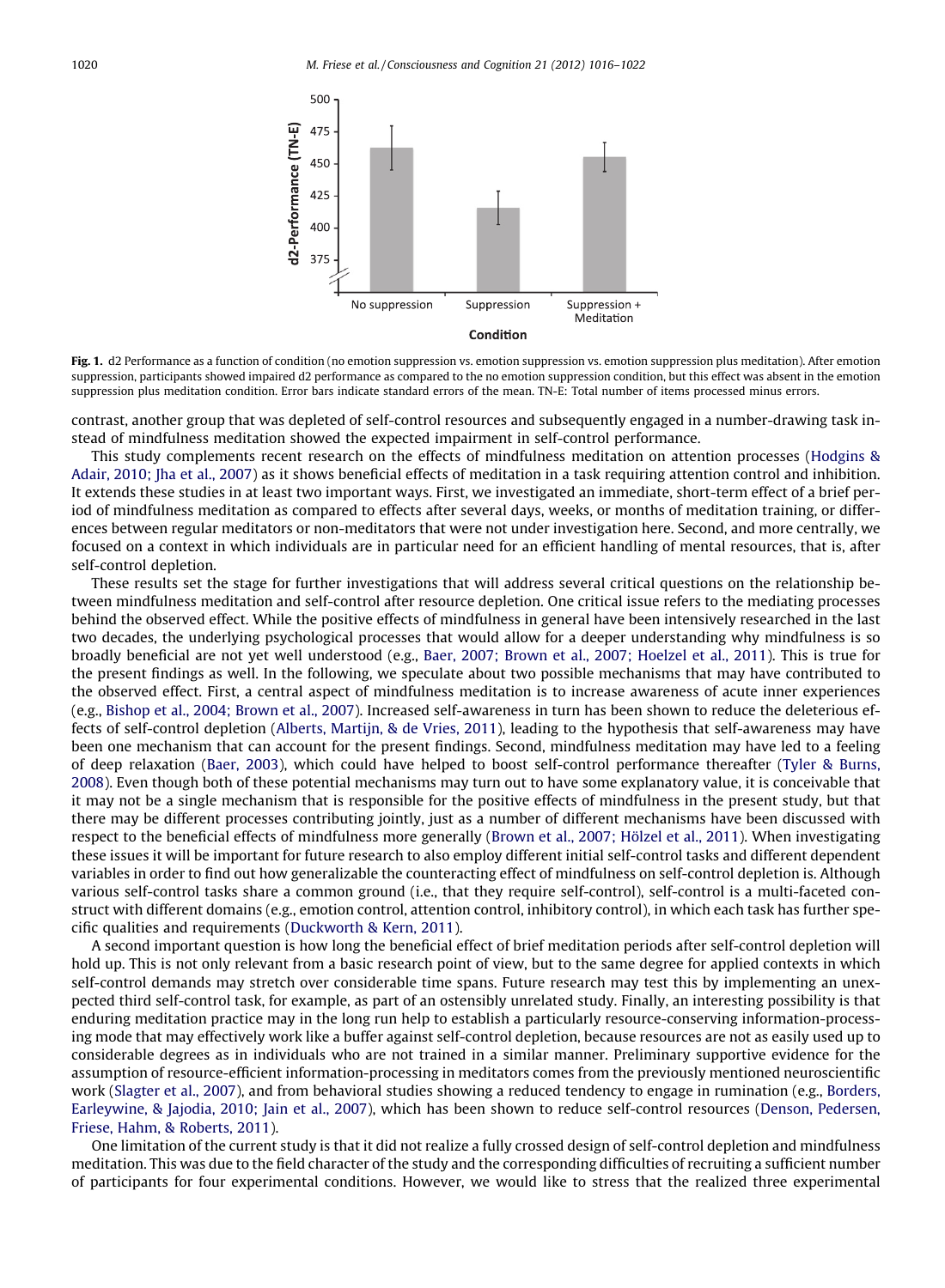500
475
450
425
400
375

d2-Performance (TN-E)

No suppression
Suppression
Suppression + Meditation

Condition

**Fig. 1.** d2 Performance as a function of condition (no emotion suppression vs. emotion suppression vs. emotion suppression plus meditation). After emotion suppression, participants showed impaired d2 performance as compared to the no emotion suppression condition, but this effect was absent in the emotion suppression plus meditation condition. Error bars indicate standard errors of the mean. TN-E: Total number of items processed minus errors.

contrast, another group that was depleted of self-control resources and subsequently engaged in a number-drawing task instead of mindfulness meditation showed the expected impairment in self-control performance.

This study complements recent research on the effects of mindfulness meditation on attention processes (Hodgins & Adair, 2010; Jha et al., 2007) as it shows beneficial effects of meditation in a task requiring attention control and inhibition. It extends these studies in at least two important ways. First, we investigated an immediate, short-term effect of a brief period of mindfulness meditation as compared to effects after several days, weeks, or months of meditation training, or differences between regular meditators or non-meditators that were not under investigation here. Second, and more centrally, we focused on a context in which individuals are in particular need for an efficient handling of mental resources, that is, after self-control depletion.

These results set the stage for further investigations that will address several critical questions on the relationship between mindfulness meditation and self-control after resource depletion. One critical issue refers to the mediating processes behind the observed effect. While the positive effects of mindfulness in general have been intensively researched in the last two decades, the underlying psychological processes that would allow for a deeper understanding why mindfulness is so broadly beneficial are not yet well understood (e.g., Baer, 2007; Brown et al., 2007; Hoelzel et al., 2011). This is true for the present findings as well. In the following, we speculate about two possible mechanisms that may have contributed to the observed effect. First, a central aspect of mindfulness meditation is to increase awareness of acute inner experiences (e.g., Bishop et al., 2004; Brown et al., 2007). Increased self-awareness in turn has been shown to reduce the deleterious effects of self-control depletion (Alberts, Martijn, & de Vries, 2011), leading to the hypothesis that self-awareness may have been one mechanism that can account for the present findings. Second, mindfulness meditation may have led to a feeling of deep relaxation (Baer, 2003), which could have helped to boost self-control performance thereafter (Tyler & Burns, 2008). Even though both of these potential mechanisms may turn out to have some explanatory value, it is conceivable that it may not be a single mechanism that is responsible for the positive effects of mindfulness in the present study, but that there may be different processes contributing jointly, just as a number of different mechanisms have been discussed with respect to the beneficial effects of mindfulness more generally (Brown et al., 2007; Hölzel et al., 2011). When investigating these issues it will be important for future research to also employ different initial self-control tasks and different dependent variables in order to find out how generalizable the counteracting effect of mindfulness on self-control depletion is. Although various self-control tasks share a common ground (i.e., that they require self-control), self-control is a multi-faceted construct with different domains (e.g., emotion control, attention control, inhibitory control), in which each task has further specific qualities and requirements (Duckworth & Kern, 2011).

A second important question is how long the beneficial effect of brief meditation periods after self-control depletion will hold up. This is not only relevant from a basic research point of view, but to the same degree for applied contexts in which self-control demands may stretch over considerable time spans. Future research may test this by implementing an unexpected third self-control task, for example, as part of an ostensibly unrelated study. Finally, an interesting possibility is that enduring meditation practice may in the long run help to establish a particularly resource-conserving information-processing mode that may effectively work like a buffer against self-control depletion, because resources are not as easily used up to considerable degrees as in individuals who are not trained in a similar manner. Preliminary supportive evidence for the assumption of resource-efficient information-processing in meditators comes from the previously mentioned neuroscientific work (Slagter et al., 2007), and from behavioral studies showing a reduced tendency to engage in rumination (e.g., Borders, Earleywine, & Jajodia, 2010; Jain et al., 2007), which has been shown to reduce self-control resources (Denson, Pedersen, Friese, Hahm, & Roberts, 2011).

One limitation of the current study is that it did not realize a fully crossed design of self-control depletion and mindfulness meditation. This was due to the field character of the study and the corresponding difficulties of recruiting a sufficient number of participants for four experimental conditions. However, we would like to stress that the realized three experimental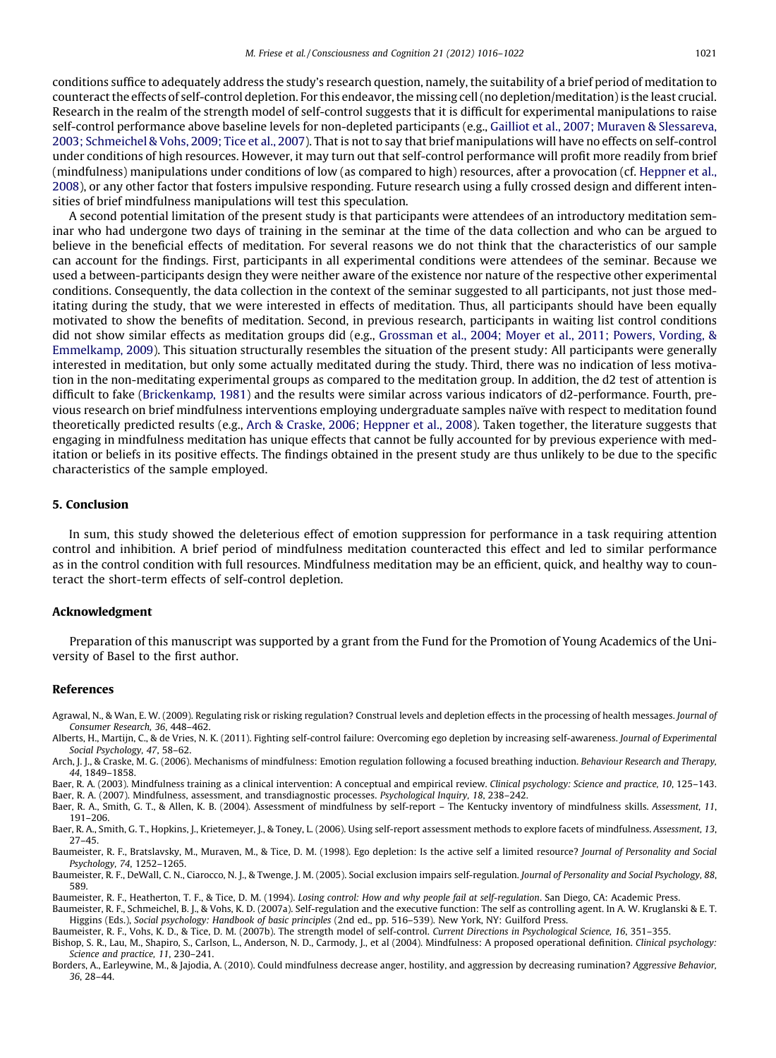conditions suffice to adequately address the study's research question, namely, the suitability of a brief period of meditation to counteract the effects of self-control depletion. For this endeavor, the missing cell (no depletion/meditation) is the least crucial. Research in the realm of the strength model of self-control suggests that it is difficult for experimental manipulations to raise self-control performance above baseline levels for non-depleted participants (e.g., Gailliot et al., 2007; Muraven & Slessareva, 2003; Schmeichel & Vohs, 2009; Tice et al., 2007). That is not to say that brief manipulations will have no effects on self-control under conditions of high resources. However, it may turn out that self-control performance will profit more readily from brief (mindfulness) manipulations under conditions of low (as compared to high) resources, after a provocation (cf. Heppner et al., 2008), or any other factor that fosters impulsive responding. Future research using a fully crossed design and different intensities of brief mindfulness manipulations will test this speculation.

A second potential limitation of the present study is that participants were attendees of an introductory meditation seminar who had undergone two days of training in the seminar at the time of the data collection and who can be argued to believe in the beneficial effects of meditation. For several reasons we do not think that the characteristics of our sample can account for the findings. First, participants in all experimental conditions were attendees of the seminar. Because we used a between-participants design they were neither aware of the existence nor nature of the respective other experimental conditions. Consequently, the data collection in the context of the seminar suggested to all participants, not just those meditating during the study, that we were interested in effects of meditation. Thus, all participants should have been equally motivated to show the benefits of meditation. Second, in previous research, participants in waiting list control conditions did not show similar effects as meditation groups did (e.g., Grossman et al., 2004; Moyer et al., 2011; Powers, Vording, & Emmelkamp, 2009). This situation structurally resembles the situation of the present study: All participants were generally interested in meditation, but only some actually meditated during the study. Third, there was no indication of less motivation in the non-meditating experimental groups as compared to the meditation group. In addition, the d2 test of attention is difficult to fake (Brickenkamp, 1981) and the results were similar across various indicators of d2-performance. Fourth, previous research on brief mindfulness interventions employing undergraduate samples naïve with respect to meditation found theoretically predicted results (e.g., Arch & Craske, 2006; Heppner et al., 2008). Taken together, the literature suggests that engaging in mindfulness meditation has unique effects that cannot be fully accounted for by previous experience with meditation or beliefs in its positive effects. The findings obtained in the present study are thus unlikely to be due to the specific characteristics of the sample employed.

## 5. Conclusion

In sum, this study showed the deleterious effect of emotion suppression for performance in a task requiring attention control and inhibition. A brief period of mindfulness meditation counteracted this effect and led to similar performance as in the control condition with full resources. Mindfulness meditation may be an efficient, quick, and healthy way to counteract the short-term effects of self-control depletion.

## Acknowledgment

Preparation of this manuscript was supported by a grant from the Fund for the Promotion of Young Academics of the University of Basel to the first author.

## References

Agrawal, N., & Wan, E. W. (2009). Regulating risk or risking regulation? Construal levels and depletion effects in the processing of health messages. *Journal of Consumer Research, 36*, 448–462.

Alberts, H., Martijn, C., & de Vries, N. K. (2011). Fighting self-control failure: Overcoming ego depletion by increasing self-awareness. *Journal of Experimental Social Psychology, 47*, 58–62.

Arch, J. J., & Craske, M. G. (2006). Mechanisms of mindfulness: Emotion regulation following a focused breathing induction. *Behaviour Research and Therapy, 44*, 1849–1858.

Baer, R. A. (2003). Mindfulness training as a clinical intervention: A conceptual and empirical review. *Clinical psychology: Science and practice, 10*, 125–143.

Baer, R. A. (2007). Mindfulness, assessment, and transdiagnostic processes. *Psychological Inquiry, 18*, 238–242.

Baer, R. A., Smith, G. T., & Allen, K. B. (2004). Assessment of mindfulness by self-report – The Kentucky inventory of mindfulness skills. *Assessment, 11*, 191–206.

Baer, R. A., Smith, G. T., Hopkins, J., Krietemeyer, J., & Toney, L. (2006). Using self-report assessment methods to explore facets of mindfulness. *Assessment, 13*, 27–45.

Baumeister, R. F., Bratslavsky, M., Muraven, M., & Tice, D. M. (1998). Ego depletion: Is the active self a limited resource? *Journal of Personality and Social Psychology, 74*, 1252–1265.

Baumeister, R. F., DeWall, C. N., Ciarocco, N. J., & Twenge, J. M. (2005). Social exclusion impairs self-regulation. *Journal of Personality and Social Psychology, 88*, 589.

Baumeister, R. F., Heatherton, T. F., & Tice, D. M. (1994). *Losing control: How and why people fail at self-regulation*. San Diego, CA: Academic Press.

Baumeister, R. F., Schmeichel, B. J., & Vohs, K. D. (2007a). Self-regulation and the executive function: The self as controlling agent. In A. W. Kruglanski & E. T. Higgins (Eds.), *Social psychology: Handbook of basic principles* (2nd ed., pp. 516–539). New York, NY: Guilford Press.

Baumeister, R. F., Vohs, K. D., & Tice, D. M. (2007b). The strength model of self-control. *Current Directions in Psychological Science, 16*, 351–355.

Bishop, S. R., Lau, M., Shapiro, S., Carlson, L., Anderson, N. D., Carmody, J., et al (2004). Mindfulness: A proposed operational definition. *Clinical psychology: Science and practice, 11*, 230–241.

Borders, A., Earleywine, M., & Jajodia, A. (2010). Could mindfulness decrease anger, hostility, and aggression by decreasing rumination? *Aggressive Behavior, 36*, 28–44.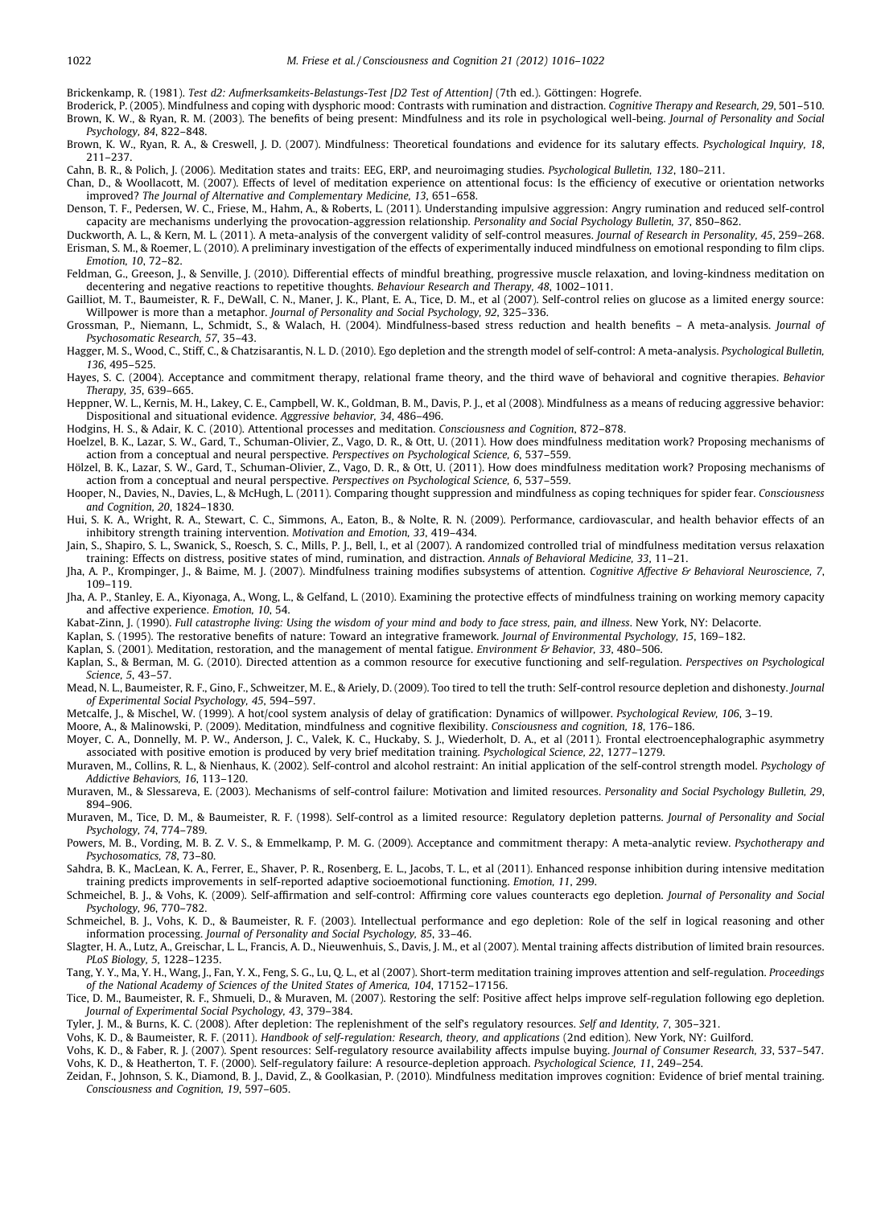Brickenkamp, R. (1981). *Test d2: Aufmerksamkeits-Belastungs-Test [D2 Test of Attention]* (7th ed.). Göttingen: Hogrefe.

Broderick, P. (2005). Mindfulness and coping with dysphoric mood: Contrasts with rumination and distraction. *Cognitive Therapy and Research, 29*, 501–510.

Brown, K. W., & Ryan, R. M. (2003). The benefits of being present: Mindfulness and its role in psychological well-being. *Journal of Personality and Social Psychology, 84*, 822–848.

Brown, K. W., Ryan, R. A., & Creswell, J. D. (2007). Mindfulness: Theoretical foundations and evidence for its salutary effects. *Psychological Inquiry, 18*, 211–237.

Cahn, B. R., & Polich, J. (2006). Meditation states and traits: EEG, ERP, and neuroimaging studies. *Psychological Bulletin, 132*, 180–211.

Chan, D., & Woollacott, M. (2007). Effects of level of meditation experience on attentional focus: Is the efficiency of executive or orientation networks improved? *The Journal of Alternative and Complementary Medicine, 13*, 651–658.

Denson, T. F., Pedersen, W. C., Friese, M., Hahm, A., & Roberts, L. (2011). Understanding impulsive aggression: Angry rumination and reduced self-control capacity are mechanisms underlying the provocation-aggression relationship. *Personality and Social Psychology Bulletin, 37*, 850–862.

Duckworth, A. L., & Kern, M. L. (2011). A meta-analysis of the convergent validity of self-control measures. *Journal of Research in Personality, 45*, 259–268.

Erisman, S. M., & Roemer, L. (2010). A preliminary investigation of the effects of experimentally induced mindfulness on emotional responding to film clips. *Emotion, 10*, 72–82.

Feldman, G., Greeson, J., & Senville, J. (2010). Differential effects of mindful breathing, progressive muscle relaxation, and loving-kindness meditation on decentering and negative reactions to repetitive thoughts. *Behaviour Research and Therapy, 48*, 1002–1011.

Gailliot, M. T., Baumeister, R. F., DeWall, C. N., Maner, J. K., Plant, E. A., Tice, D. M., et al (2007). Self-control relies on glucose as a limited energy source: Willpower is more than a metaphor. *Journal of Personality and Social Psychology, 92*, 325–336.

Grossman, P., Niemann, L., Schmidt, S., & Walach, H. (2004). Mindfulness-based stress reduction and health benefits – A meta-analysis. *Journal of Psychosomatic Research, 57*, 35–43.

Hagger, M. S., Wood, C., Stiff, C., & Chatzisarantis, N. L. D. (2010). Ego depletion and the strength model of self-control: A meta-analysis. *Psychological Bulletin, 136*, 495–525.

Hayes, S. C. (2004). Acceptance and commitment therapy, relational frame theory, and the third wave of behavioral and cognitive therapies. *Behavior Therapy, 35*, 639–665.

Heppner, W. L., Kernis, M. H., Lakey, C. E., Campbell, W. K., Goldman, B. M., Davis, P. J., et al (2008). Mindfulness as a means of reducing aggressive behavior: Dispositional and situational evidence. *Aggressive behavior, 34*, 486–496.

Hodgins, H. S., & Adair, K. C. (2010). Attentional processes and meditation. *Consciousness and Cognition*, 872–878.

Hoelzel, B. K., Lazar, S. W., Gard, T., Schuman-Olivier, Z., Vago, D. R., & Ott, U. (2011). How does mindfulness meditation work? Proposing mechanisms of action from a conceptual and neural perspective. *Perspectives on Psychological Science, 6*, 537–559.

Hölzel, B. K., Lazar, S. W., Gard, T., Schuman-Olivier, Z., Vago, D. R., & Ott, U. (2011). How does mindfulness meditation work? Proposing mechanisms of action from a conceptual and neural perspective. *Perspectives on Psychological Science, 6*, 537–559.

Hooper, N., Davies, N., Davies, L., & McHugh, L. (2011). Comparing thought suppression and mindfulness as coping techniques for spider fear. *Consciousness and Cognition, 20*, 1824–1830.

Hui, S. K. A., Wright, R. A., Stewart, C. C., Simmons, A., Eaton, B., & Nolte, R. N. (2009). Performance, cardiovascular, and health behavior effects of an inhibitory strength training intervention. *Motivation and Emotion, 33*, 419–434.

Jain, S., Shapiro, S. L., Swanick, S., Roesch, S. C., Mills, P. J., Bell, I., et al (2007). A randomized controlled trial of mindfulness meditation versus relaxation training: Effects on distress, positive states of mind, rumination, and distraction. *Annals of Behavioral Medicine, 33*, 11–21.

Jha, A. P., Krompinger, J., & Baime, M. J. (2007). Mindfulness training modifies subsystems of attention. *Cognitive Affective & Behavioral Neuroscience, 7*, 109–119.

Jha, A. P., Stanley, E. A., Kiyonaga, A., Wong, L., & Gelfand, L. (2010). Examining the protective effects of mindfulness training on working memory capacity and affective experience. *Emotion, 10*, 54.

Kabat-Zinn, J. (1990). *Full catastrophe living: Using the wisdom of your mind and body to face stress, pain, and illness*. New York, NY: Delacorte.

Kaplan, S. (1995). The restorative benefits of nature: Toward an integrative framework. *Journal of Environmental Psychology, 15*, 169–182.

Kaplan, S. (2001). Meditation, restoration, and the management of mental fatigue. *Environment & Behavior, 33*, 480–506.

Kaplan, S., & Berman, M. G. (2010). Directed attention as a common resource for executive functioning and self-regulation. *Perspectives on Psychological Science, 5*, 43–57.

Mead, N. L., Baumeister, R. F., Gino, F., Schweitzer, M. E., & Ariely, D. (2009). Too tired to tell the truth: Self-control resource depletion and dishonesty. *Journal of Experimental Social Psychology, 45*, 594–597.

Metcalfe, J., & Mischel, W. (1999). A hot/cool system analysis of delay of gratification: Dynamics of willpower. *Psychological Review, 106*, 3–19.

Moore, A., & Malinowski, P. (2009). Meditation, mindfulness and cognitive flexibility. *Consciousness and cognition, 18*, 176–186.

Moyer, C. A., Donnelly, M. P. W., Anderson, J. C., Valek, K. C., Huckaby, S. J., Wiederholt, D. A., et al (2011). Frontal electroencephalographic asymmetry associated with positive emotion is produced by very brief meditation training. *Psychological Science, 22*, 1277–1279.

Muraven, M., Collins, R. L., & Nienhaus, K. (2002). Self-control and alcohol restraint: An initial application of the self-control strength model. *Psychology of Addictive Behaviors, 16*, 113–120.

Muraven, M., & Slessareva, E. (2003). Mechanisms of self-control failure: Motivation and limited resources. *Personality and Social Psychology Bulletin, 29*, 894–906.

Muraven, M., Tice, D. M., & Baumeister, R. F. (1998). Self-control as a limited resource: Regulatory depletion patterns. *Journal of Personality and Social Psychology, 74*, 774–789.

Powers, M. B., Vording, M. B. Z. V. S., & Emmelkamp, P. M. G. (2009). Acceptance and commitment therapy: A meta-analytic review. *Psychotherapy and Psychosomatics, 78*, 73–80.

Sahdra, B. K., MacLean, K. A., Ferrer, E., Shaver, P. R., Rosenberg, E. L., Jacobs, T. L., et al (2011). Enhanced response inhibition during intensive meditation training predicts improvements in self-reported adaptive socioemotional functioning. *Emotion, 11*, 299.

Schmeichel, B. J., & Vohs, K. (2009). Self-affirmation and self-control: Affirming core values counteracts ego depletion. *Journal of Personality and Social Psychology, 96*, 770–782.

Schmeichel, B. J., Vohs, K. D., & Baumeister, R. F. (2003). Intellectual performance and ego depletion: Role of the self in logical reasoning and other information processing. *Journal of Personality and Social Psychology, 85*, 33–46.

Slagter, H. A., Lutz, A., Greischar, L. L., Francis, A. D., Nieuwenhuis, S., Davis, J. M., et al (2007). Mental training affects distribution of limited brain resources. *PLoS Biology, 5*, 1228–1235.

Tang, Y. Y., Ma, Y. H., Wang, J., Fan, Y. X., Feng, S. G., Lu, Q. L., et al (2007). Short-term meditation training improves attention and self-regulation. *Proceedings of the National Academy of Sciences of the United States of America, 104*, 17152–17156.

Tice, D. M., Baumeister, R. F., Shmueli, D., & Muraven, M. (2007). Restoring the self: Positive affect helps improve self-regulation following ego depletion. *Journal of Experimental Social Psychology, 43*, 379–384.

Tyler, J. M., & Burns, K. C. (2008). After depletion: The replenishment of the self's regulatory resources. *Self and Identity, 7*, 305–321.

Vohs, K. D., & Baumeister, R. F. (2011). *Handbook of self-regulation: Research, theory, and applications* (2nd edition). New York, NY: Guilford.

Vohs, K. D., & Faber, R. J. (2007). Spent resources: Self-regulatory resource availability affects impulse buying. *Journal of Consumer Research, 33*, 537–547.

Vohs, K. D., & Heatherton, T. F. (2000). Self-regulatory failure: A resource-depletion approach. *Psychological Science, 11*, 249–254.

Zeidan, F., Johnson, S. K., Diamond, B. J., David, Z., & Goolkasian, P. (2010). Mindfulness meditation improves cognition: Evidence of brief mental training. *Consciousness and Cognition, 19*, 597–605.